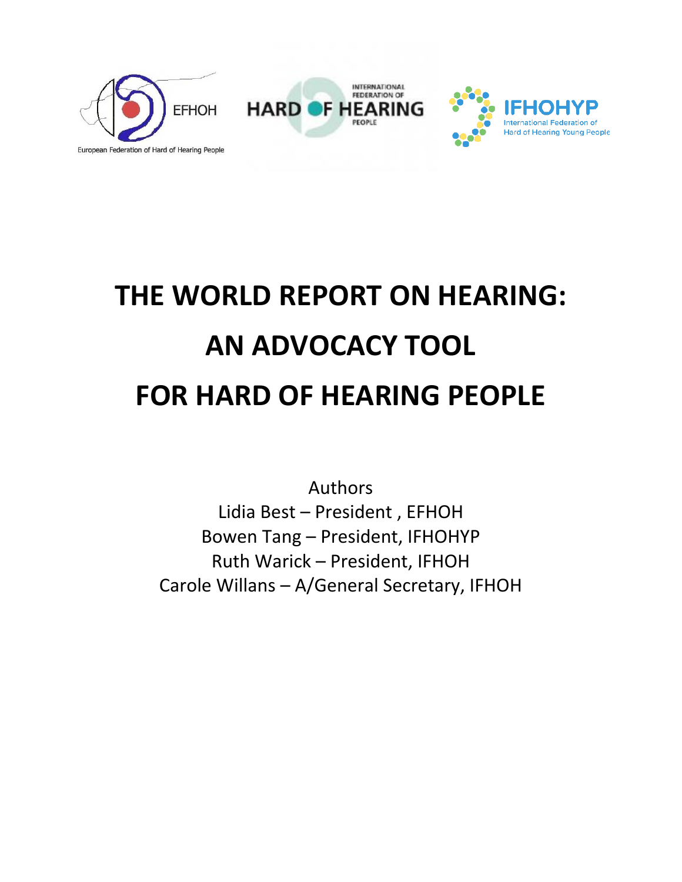European Federation of Hard of Hearing People

# THE WORLD REPORT ON HEARING: AN ADVOCACY TOOL FOR HARD OF HEARING PEOPLE

Authors

Lidia Best – President , EFHOH

Bowen Tang – President, IFHOHYP

Ruth Warick – President, IFHOH

Carole Willans – A/General Secretary, IFHOH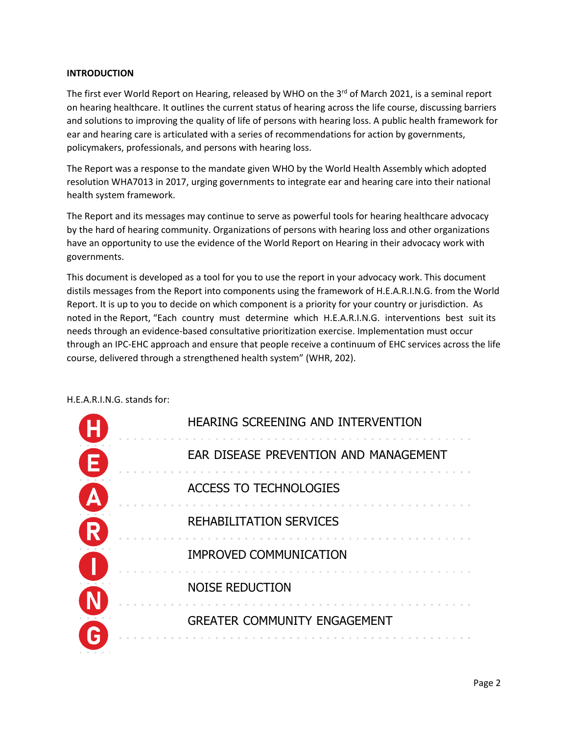## INTRODUCTION

The first ever World Report on Hearing, released by WHO on the 3rd of March 2021, is a seminal report on hearing healthcare. It outlines the current status of hearing across the life course, discussing barriers and solutions to improving the quality of life of persons with hearing loss. A public health framework for ear and hearing care is articulated with a series of recommendations for action by governments, policymakers, professionals, and persons with hearing loss.

The Report was a response to the mandate given WHO by the World Health Assembly which adopted resolution WHA7013 in 2017, urging governments to integrate ear and hearing care into their national health system framework.

The Report and its messages may continue to serve as powerful tools for hearing healthcare advocacy by the hard of hearing community. Organizations of persons with hearing loss and other organizations have an opportunity to use the evidence of the World Report on Hearing in their advocacy work with governments.

This document is developed as a tool for you to use the report in your advocacy work. This document distils messages from the Report into components using the framework of H.E.A.R.I.N.G. from the World Report. It is up to you to decide on which component is a priority for your country or jurisdiction. As noted in the Report, "Each country must determine which H.E.A.R.I.N.G. interventions best suit its needs through an evidence-based consultative prioritization exercise. Implementation must occur through an IPC-EHC approach and ensure that people receive a continuum of EHC services across the life course, delivered through a strengthened health system" (WHR, 202).

H.E.A.R.I.N.G. stands for:

- **H** – HEARING SCREENING AND INTERVENTION
- **E** – EAR DISEASE PREVENTION AND MANAGEMENT
- **A** – ACCESS TO TECHNOLOGIES
- **R** – REHABILITATION SERVICES
- **I** – IMPROVED COMMUNICATION
- **N** – NOISE REDUCTION
- **G** – GREATER COMMUNITY ENGAGEMENT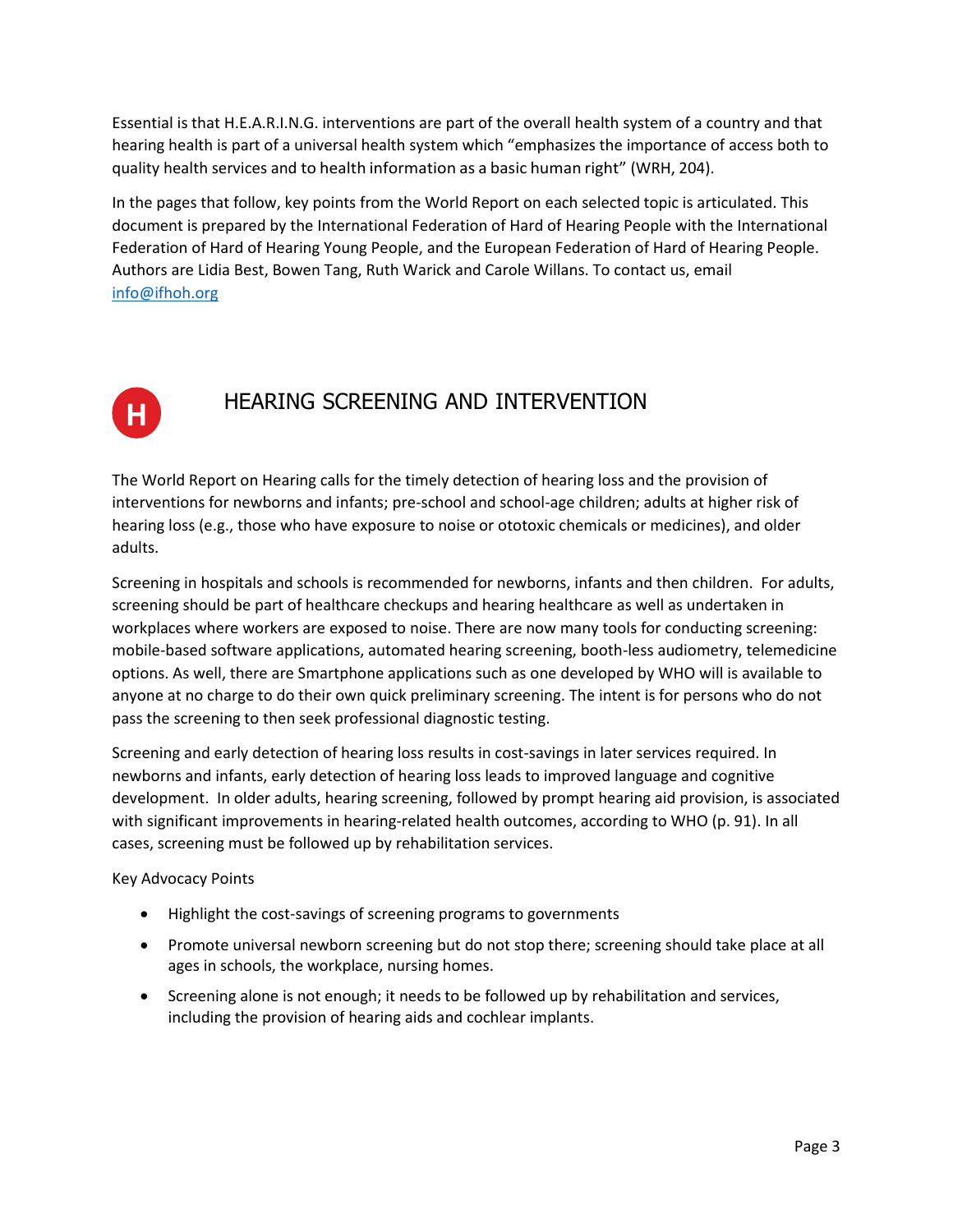Essential is that H.E.A.R.I.N.G. interventions are part of the overall health system of a country and that hearing health is part of a universal health system which "emphasizes the importance of access both to quality health services and to health information as a basic human right" (WRH, 204).

In the pages that follow, key points from the World Report on each selected topic is articulated. This document is prepared by the International Federation of Hard of Hearing People with the International Federation of Hard of Hearing Young People, and the European Federation of Hard of Hearing People. Authors are Lidia Best, Bowen Tang, Ruth Warick and Carole Willans. To contact us, email info@ifhoh.org

## H HEARING SCREENING AND INTERVENTION

The World Report on Hearing calls for the timely detection of hearing loss and the provision of interventions for newborns and infants; pre-school and school-age children; adults at higher risk of hearing loss (e.g., those who have exposure to noise or ototoxic chemicals or medicines), and older adults.

Screening in hospitals and schools is recommended for newborns, infants and then children. For adults, screening should be part of healthcare checkups and hearing healthcare as well as undertaken in workplaces where workers are exposed to noise. There are now many tools for conducting screening: mobile-based software applications, automated hearing screening, booth-less audiometry, telemedicine options. As well, there are Smartphone applications such as one developed by WHO will is available to anyone at no charge to do their own quick preliminary screening. The intent is for persons who do not pass the screening to then seek professional diagnostic testing.

Screening and early detection of hearing loss results in cost-savings in later services required. In newborns and infants, early detection of hearing loss leads to improved language and cognitive development. In older adults, hearing screening, followed by prompt hearing aid provision, is associated with significant improvements in hearing-related health outcomes, according to WHO (p. 91). In all cases, screening must be followed up by rehabilitation services.

Key Advocacy Points

- Highlight the cost-savings of screening programs to governments
- Promote universal newborn screening but do not stop there; screening should take place at all ages in schools, the workplace, nursing homes.
- Screening alone is not enough; it needs to be followed up by rehabilitation and services, including the provision of hearing aids and cochlear implants.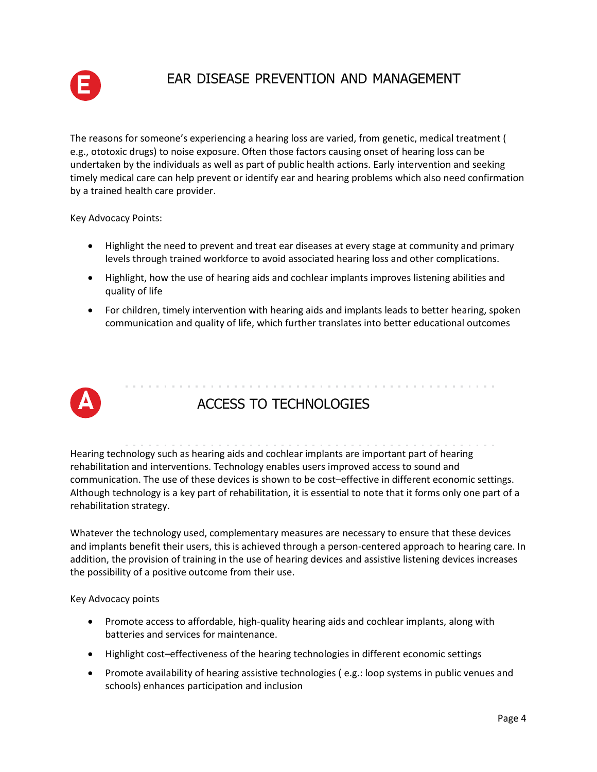## E EAR DISEASE PREVENTION AND MANAGEMENT

The reasons for someone's experiencing a hearing loss are varied, from genetic, medical treatment ( e.g., ototoxic drugs) to noise exposure. Often those factors causing onset of hearing loss can be undertaken by the individuals as well as part of public health actions. Early intervention and seeking timely medical care can help prevent or identify ear and hearing problems which also need confirmation by a trained health care provider.

Key Advocacy Points:

- Highlight the need to prevent and treat ear diseases at every stage at community and primary levels through trained workforce to avoid associated hearing loss and other complications.
- Highlight, how the use of hearing aids and cochlear implants improves listening abilities and quality of life
- For children, timely intervention with hearing aids and implants leads to better hearing, spoken communication and quality of life, which further translates into better educational outcomes

## A ACCESS TO TECHNOLOGIES

Hearing technology such as hearing aids and cochlear implants are important part of hearing rehabilitation and interventions. Technology enables users improved access to sound and communication. The use of these devices is shown to be cost–effective in different economic settings. Although technology is a key part of rehabilitation, it is essential to note that it forms only one part of a rehabilitation strategy.

Whatever the technology used, complementary measures are necessary to ensure that these devices and implants benefit their users, this is achieved through a person-centered approach to hearing care. In addition, the provision of training in the use of hearing devices and assistive listening devices increases the possibility of a positive outcome from their use.

Key Advocacy points

- Promote access to affordable, high-quality hearing aids and cochlear implants, along with batteries and services for maintenance.
- Highlight cost–effectiveness of the hearing technologies in different economic settings
- Promote availability of hearing assistive technologies ( e.g.: loop systems in public venues and schools) enhances participation and inclusion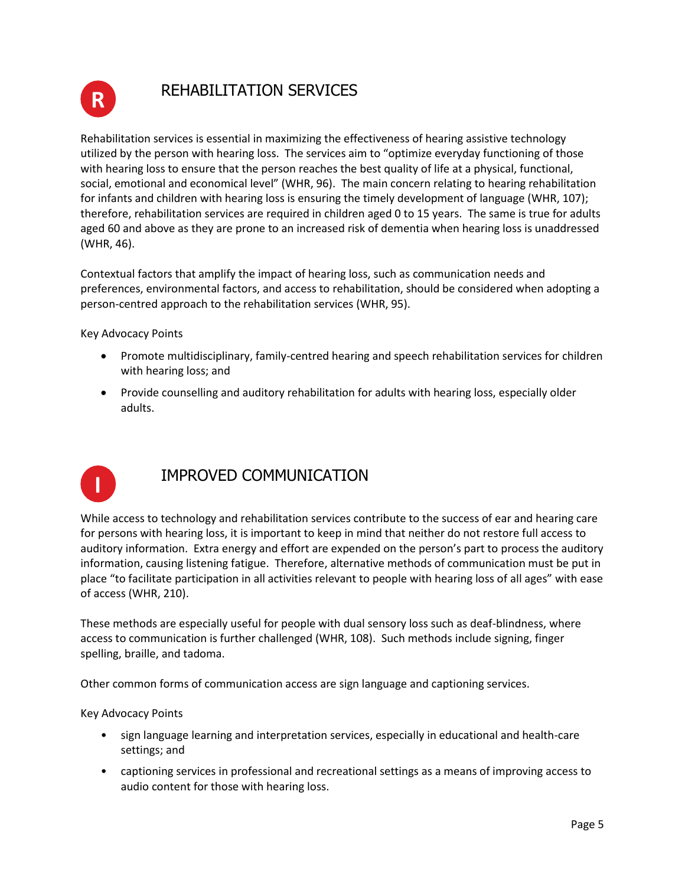## R REHABILITATION SERVICES

Rehabilitation services is essential in maximizing the effectiveness of hearing assistive technology utilized by the person with hearing loss. The services aim to "optimize everyday functioning of those with hearing loss to ensure that the person reaches the best quality of life at a physical, functional, social, emotional and economical level" (WHR, 96). The main concern relating to hearing rehabilitation for infants and children with hearing loss is ensuring the timely development of language (WHR, 107); therefore, rehabilitation services are required in children aged 0 to 15 years. The same is true for adults aged 60 and above as they are prone to an increased risk of dementia when hearing loss is unaddressed (WHR, 46).

Contextual factors that amplify the impact of hearing loss, such as communication needs and preferences, environmental factors, and access to rehabilitation, should be considered when adopting a person-centred approach to the rehabilitation services (WHR, 95).

Key Advocacy Points

- Promote multidisciplinary, family-centred hearing and speech rehabilitation services for children with hearing loss; and
- Provide counselling and auditory rehabilitation for adults with hearing loss, especially older adults.

## I IMPROVED COMMUNICATION

While access to technology and rehabilitation services contribute to the success of ear and hearing care for persons with hearing loss, it is important to keep in mind that neither do not restore full access to auditory information. Extra energy and effort are expended on the person's part to process the auditory information, causing listening fatigue. Therefore, alternative methods of communication must be put in place "to facilitate participation in all activities relevant to people with hearing loss of all ages" with ease of access (WHR, 210).

These methods are especially useful for people with dual sensory loss such as deaf-blindness, where access to communication is further challenged (WHR, 108). Such methods include signing, finger spelling, braille, and tadoma.

Other common forms of communication access are sign language and captioning services.

Key Advocacy Points

- sign language learning and interpretation services, especially in educational and health-care settings; and
- captioning services in professional and recreational settings as a means of improving access to audio content for those with hearing loss.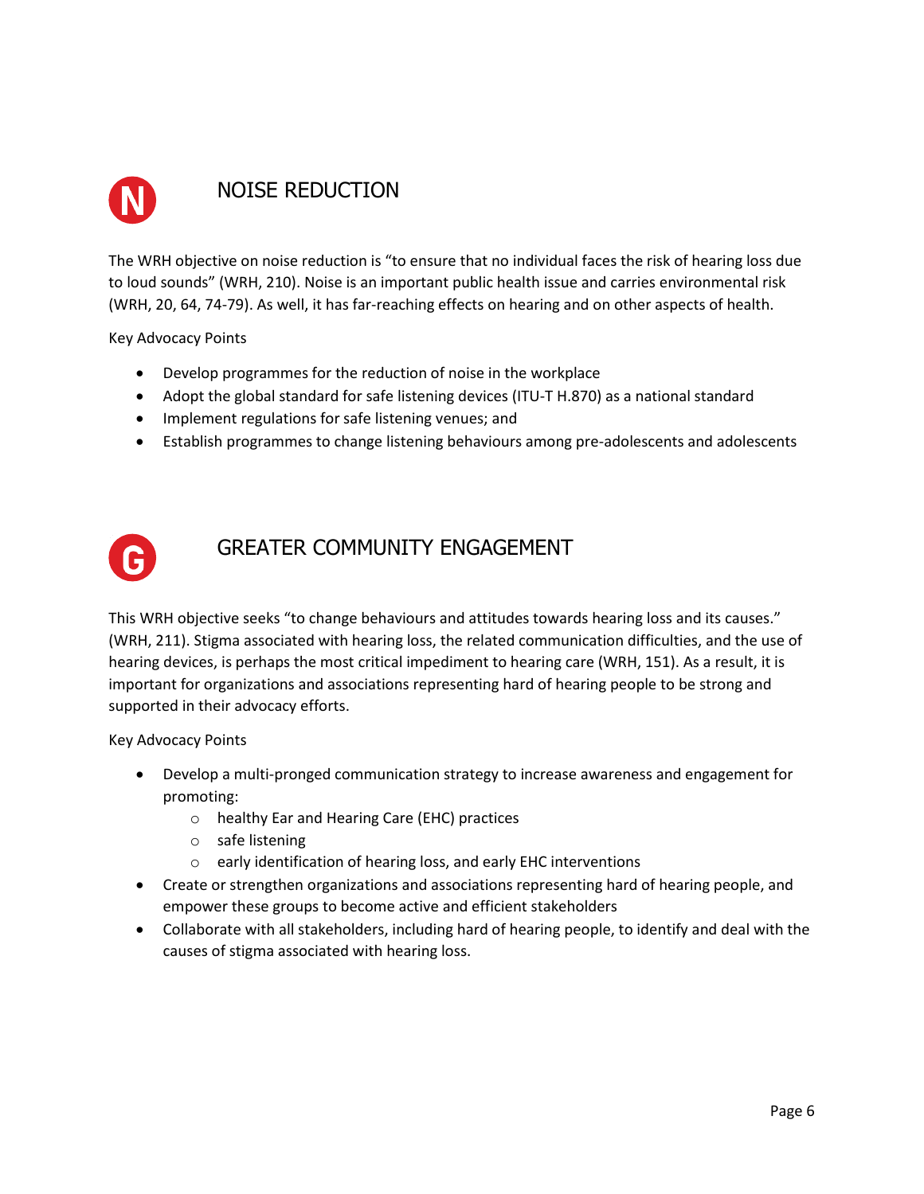## NOISE REDUCTION

The WRH objective on noise reduction is “to ensure that no individual faces the risk of hearing loss due to loud sounds” (WRH, 210). Noise is an important public health issue and carries environmental risk (WRH, 20, 64, 74-79). As well, it has far-reaching effects on hearing and on other aspects of health.

Key Advocacy Points

- Develop programmes for the reduction of noise in the workplace
- Adopt the global standard for safe listening devices (ITU-T H.870) as a national standard
- Implement regulations for safe listening venues; and
- Establish programmes to change listening behaviours among pre-adolescents and adolescents

## GREATER COMMUNITY ENGAGEMENT

This WRH objective seeks “to change behaviours and attitudes towards hearing loss and its causes.” (WRH, 211). Stigma associated with hearing loss, the related communication difficulties, and the use of hearing devices, is perhaps the most critical impediment to hearing care (WRH, 151). As a result, it is important for organizations and associations representing hard of hearing people to be strong and supported in their advocacy efforts.

Key Advocacy Points

- Develop a multi-pronged communication strategy to increase awareness and engagement for promoting:
  - healthy Ear and Hearing Care (EHC) practices
  - safe listening
  - early identification of hearing loss, and early EHC interventions
- Create or strengthen organizations and associations representing hard of hearing people, and empower these groups to become active and efficient stakeholders
- Collaborate with all stakeholders, including hard of hearing people, to identify and deal with the causes of stigma associated with hearing loss.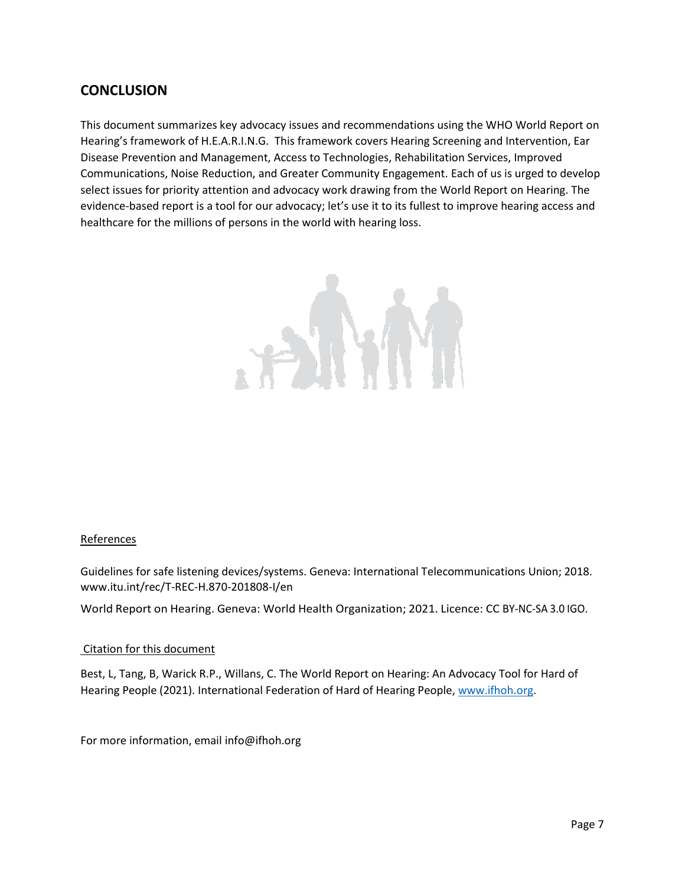## CONCLUSION

This document summarizes key advocacy issues and recommendations using the WHO World Report on Hearing's framework of H.E.A.R.I.N.G. This framework covers Hearing Screening and Intervention, Ear Disease Prevention and Management, Access to Technologies, Rehabilitation Services, Improved Communications, Noise Reduction, and Greater Community Engagement. Each of us is urged to develop select issues for priority attention and advocacy work drawing from the World Report on Hearing. The evidence-based report is a tool for our advocacy; let's use it to its fullest to improve hearing access and healthcare for the millions of persons in the world with hearing loss.

References

Guidelines for safe listening devices/systems. Geneva: International Telecommunications Union; 2018. www.itu.int/rec/T-REC-H.870-201808-I/en

World Report on Hearing. Geneva: World Health Organization; 2021. Licence: CC BY-NC-SA 3.0 IGO.

Citation for this document

Best, L, Tang, B, Warick R.P., Willans, C. The World Report on Hearing: An Advocacy Tool for Hard of Hearing People (2021). International Federation of Hard of Hearing People, www.ifhoh.org.

For more information, email info@ifhoh.org